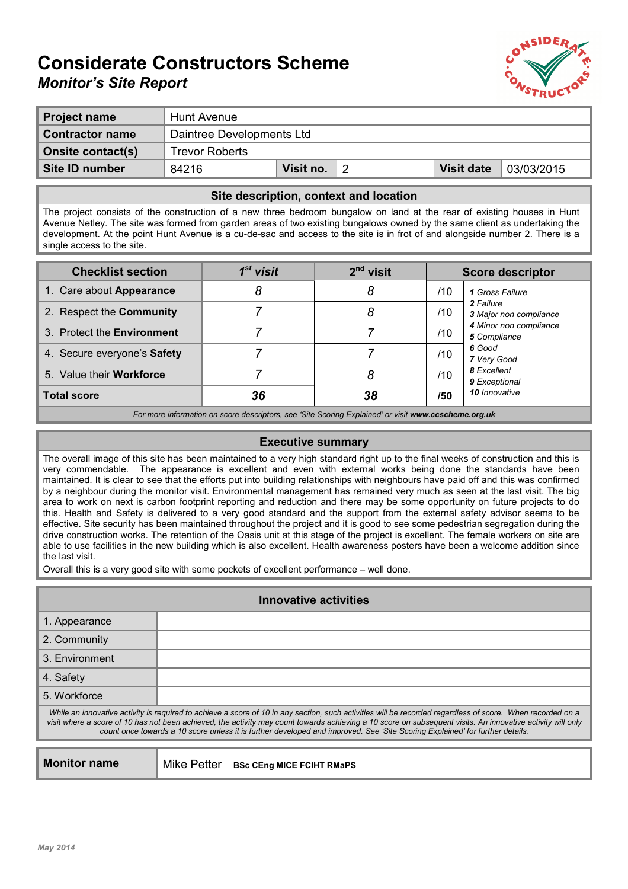# Considerate Constructors Scheme

## *Monitor's Site Report*

| | | | | | |
|---|---|---|---|---|---|
| **Project name** | Hunt Avenue | | | | |
| **Contractor name** | Daintree Developments Ltd | | | | |
| **Onsite contact(s)** | Trevor Roberts | | | | |
| **Site ID number** | 84216 | **Visit no.** | 2 | **Visit date** | 03/03/2015 |

### Site description, context and location

The project consists of the construction of a new three bedroom bungalow on land at the rear of existing houses in Hunt Avenue Netley. The site was formed from garden areas of two existing bungalows owned by the same client as undertaking the development. At the point Hunt Avenue is a cu-de-sac and access to the site is in frot of and alongside number 2. There is a single access to the site.

| Checklist section | *1st visit* | 2nd visit | | Score descriptor |
|---|---|---|---|---|
| 1. Care about **Appearance** | *8* | *8* | /10 | ***1** Gross Failure* |
| 2. Respect the **Community** | *7* | *8* | /10 | ***2** Failure*<br>***3** Major non compliance* |
| 3. Protect the **Environment** | *7* | *7* | /10 | ***4** Minor non compliance*<br>***5** Compliance* |
| 4. Secure everyone's **Safety** | *7* | *7* | /10 | ***6** Good*<br>***7** Very Good* |
| 5. Value their **Workforce** | *7* | *8* | /10 | ***8** Excellent*<br>***9** Exceptional* |
| **Total score** | ***36*** | ***38*** | **/50** | ***10** Innovative* |

*For more information on score descriptors, see 'Site Scoring Explained' or visit* ***www.ccscheme.org.uk***

### Executive summary

The overall image of this site has been maintained to a very high standard right up to the final weeks of construction and this is very commendable. The appearance is excellent and even with external works being done the standards have been maintained. It is clear to see that the efforts put into building relationships with neighbours have paid off and this was confirmed by a neighbour during the monitor visit. Environmental management has remained very much as seen at the last visit. The big area to work on next is carbon footprint reporting and reduction and there may be some opportunity on future projects to do this. Health and Safety is delivered to a very good standard and the support from the external safety advisor seems to be effective. Site security has been maintained throughout the project and it is good to see some pedestrian segregation during the drive construction works. The retention of the Oasis unit at this stage of the project is excellent. The female workers on site are able to use facilities in the new building which is also excellent. Health awareness posters have been a welcome addition since the last visit.

Overall this is a very good site with some pockets of excellent performance – well done.

### Innovative activities

| | |
|---|---|
| 1. Appearance | |
| 2. Community | |
| 3. Environment | |
| 4. Safety | |
| 5. Workforce | |

*While an innovative activity is required to achieve a score of 10 in any section, such activities will be recorded regardless of score. When recorded on a visit where a score of 10 has not been achieved, the activity may count towards achieving a 10 score on subsequent visits. An innovative activity will only count once towards a 10 score unless it is further developed and improved. See 'Site Scoring Explained' for further details.*

| | |
|---|---|
| **Monitor name** | Mike Petter **BSc CEng MICE FCIHT RMaPS** |

*May 2014*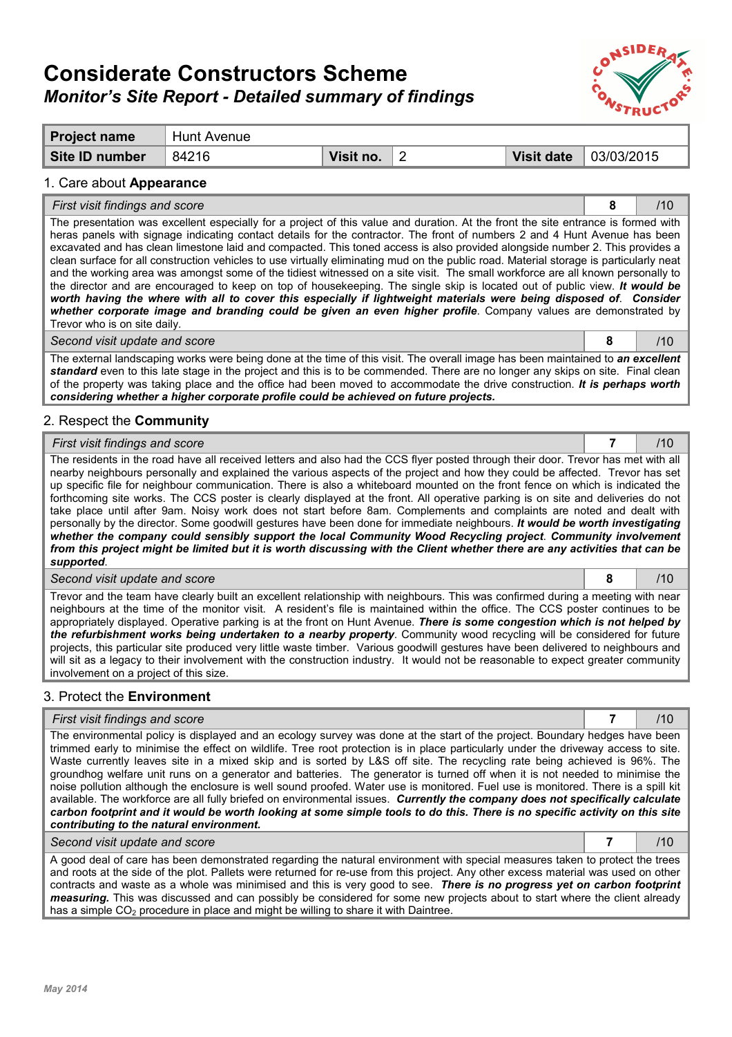# Considerate Constructors Scheme

## *Monitor's Site Report - Detailed summary of findings*

| | | | | | |
|---|---|---|---|---|---|
| **Project name** | Hunt Avenue | | | | |
| **Site ID number** | 84216 | **Visit no.** | 2 | **Visit date** | 03/03/2015 |

### 1. Care about **Appearance**

| *First visit findings and score* | **8** | /10 |
|---|---|---|

The presentation was excellent especially for a project of this value and duration. At the front the site entrance is formed with heras panels with signage indicating contact details for the contractor. The front of numbers 2 and 4 Hunt Avenue has been excavated and has clean limestone laid and compacted. This toned access is also provided alongside number 2. This provides a clean surface for all construction vehicles to use virtually eliminating mud on the public road. Material storage is particularly neat and the working area was amongst some of the tidiest witnessed on a site visit. The small workforce are all known personally to the director and are encouraged to keep on top of housekeeping. The single skip is located out of public view. ***It would be worth having the where with all to cover this especially if lightweight materials were being disposed of***. ***Consider whether corporate image and branding could be given an even higher profile***. Company values are demonstrated by Trevor who is on site daily.

| *Second visit update and score* | **8** | /10 |
|---|---|---|

The external landscaping works were being done at the time of this visit. The overall image has been maintained to ***an excellent standard*** even to this late stage in the project and this is to be commended. There are no longer any skips on site. Final clean of the property was taking place and the office had been moved to accommodate the drive construction. ***It is perhaps worth considering whether a higher corporate profile could be achieved on future projects.***

### 2. Respect the **Community**

| *First visit findings and score* | **7** | /10 |
|---|---|---|

The residents in the road have all received letters and also had the CCS flyer posted through their door. Trevor has met with all nearby neighbours personally and explained the various aspects of the project and how they could be affected. Trevor has set up specific file for neighbour communication. There is also a whiteboard mounted on the front fence on which is indicated the forthcoming site works. The CCS poster is clearly displayed at the front. All operative parking is on site and deliveries do not take place until after 9am. Noisy work does not start before 8am. Complements and complaints are noted and dealt with personally by the director. Some goodwill gestures have been done for immediate neighbours. ***It would be worth investigating whether the company could sensibly support the local Community Wood Recycling project***. ***Community involvement from this project might be limited but it is worth discussing with the Client whether there are any activities that can be supported***.

| *Second visit update and score* | **8** | /10 |
|---|---|---|

Trevor and the team have clearly built an excellent relationship with neighbours. This was confirmed during a meeting with near neighbours at the time of the monitor visit. A resident's file is maintained within the office. The CCS poster continues to be appropriately displayed. Operative parking is at the front on Hunt Avenue. ***There is some congestion which is not helped by the refurbishment works being undertaken to a nearby property***. Community wood recycling will be considered for future projects, this particular site produced very little waste timber. Various goodwill gestures have been delivered to neighbours and will sit as a legacy to their involvement with the construction industry. It would not be reasonable to expect greater community involvement on a project of this size.

### 3. Protect the **Environment**

| *First visit findings and score* | **7** | /10 |
|---|---|---|

The environmental policy is displayed and an ecology survey was done at the start of the project. Boundary hedges have been trimmed early to minimise the effect on wildlife. Tree root protection is in place particularly under the driveway access to site. Waste currently leaves site in a mixed skip and is sorted by L&S off site. The recycling rate being achieved is 96%. The groundhog welfare unit runs on a generator and batteries. The generator is turned off when it is not needed to minimise the noise pollution although the enclosure is well sound proofed. Water use is monitored. Fuel use is monitored. There is a spill kit available. The workforce are all fully briefed on environmental issues. ***Currently the company does not specifically calculate carbon footprint and it would be worth looking at some simple tools to do this. There is no specific activity on this site contributing to the natural environment.***

| *Second visit update and score* | **7** | /10 |
|---|---|---|

A good deal of care has been demonstrated regarding the natural environment with special measures taken to protect the trees and roots at the side of the plot. Pallets were returned for re-use from this project. Any other excess material was used on other contracts and waste as a whole was minimised and this is very good to see. ***There is no progress yet on carbon footprint measuring.*** This was discussed and can possibly be considered for some new projects about to start where the client already has a simple $CO_2$ procedure in place and might be willing to share it with Daintree.

*May 2014*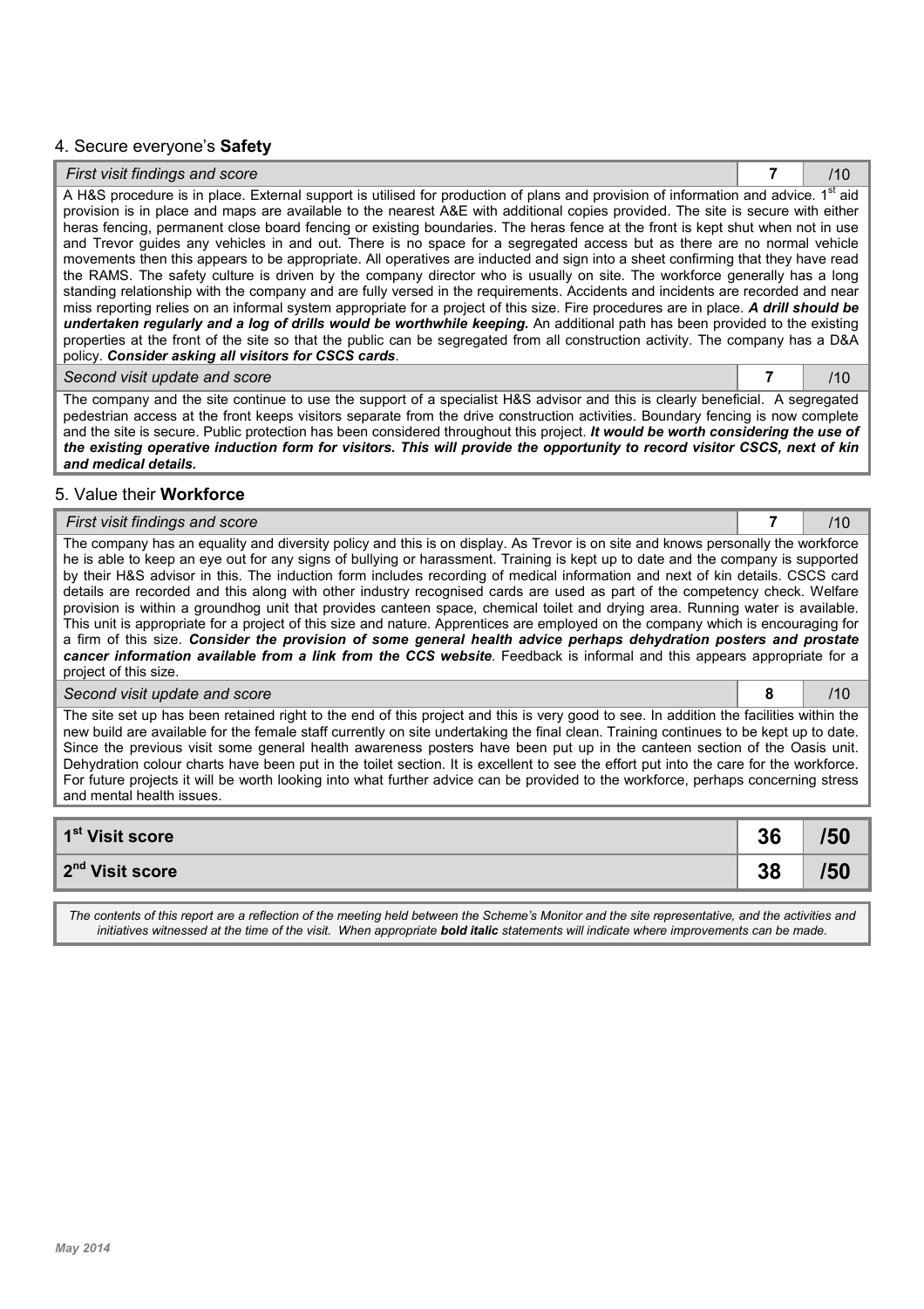## 4. Secure everyone's **Safety**

| *First visit findings and score* | **7** | /10 |
|---|---|---|

A H&S procedure is in place. External support is utilised for production of plans and provision of information and advice. 1st aid provision is in place and maps are available to the nearest A&E with additional copies provided. The site is secure with either heras fencing, permanent close board fencing or existing boundaries. The heras fence at the front is kept shut when not in use and Trevor guides any vehicles in and out. There is no space for a segregated access but as there are no normal vehicle movements then this appears to be appropriate. All operatives are inducted and sign into a sheet confirming that they have read the RAMS. The safety culture is driven by the company director who is usually on site. The workforce generally has a long standing relationship with the company and are fully versed in the requirements. Accidents and incidents are recorded and near miss reporting relies on an informal system appropriate for a project of this size. Fire procedures are in place. ***A drill should be undertaken regularly and a log of drills would be worthwhile keeping.*** An additional path has been provided to the existing properties at the front of the site so that the public can be segregated from all construction activity. The company has a D&A policy. ***Consider asking all visitors for CSCS cards***.

| *Second visit update and score* | **7** | /10 |
|---|---|---|

The company and the site continue to use the support of a specialist H&S advisor and this is clearly beneficial. A segregated pedestrian access at the front keeps visitors separate from the drive construction activities. Boundary fencing is now complete and the site is secure. Public protection has been considered throughout this project. ***It would be worth considering the use of the existing operative induction form for visitors. This will provide the opportunity to record visitor CSCS, next of kin and medical details.***

## 5. Value their **Workforce**

| *First visit findings and score* | **7** | /10 |
|---|---|---|

The company has an equality and diversity policy and this is on display. As Trevor is on site and knows personally the workforce he is able to keep an eye out for any signs of bullying or harassment. Training is kept up to date and the company is supported by their H&S advisor in this. The induction form includes recording of medical information and next of kin details. CSCS card details are recorded and this along with other industry recognised cards are used as part of the competency check. Welfare provision is within a groundhog unit that provides canteen space, chemical toilet and drying area. Running water is available. This unit is appropriate for a project of this size and nature. Apprentices are employed on the company which is encouraging for a firm of this size. ***Consider the provision of some general health advice perhaps dehydration posters and prostate cancer information available from a link from the CCS website***. Feedback is informal and this appears appropriate for a project of this size.

| *Second visit update and score* | **8** | /10 |
|---|---|---|

The site set up has been retained right to the end of this project and this is very good to see. In addition the facilities within the new build are available for the female staff currently on site undertaking the final clean. Training continues to be kept up to date. Since the previous visit some general health awareness posters have been put up in the canteen section of the Oasis unit. Dehydration colour charts have been put in the toilet section. It is excellent to see the effort put into the care for the workforce. For future projects it will be worth looking into what further advice can be provided to the workforce, perhaps concerning stress and mental health issues.

| | | |
|---|---|---|
| **1st Visit score** | **36** | **/50** |
| **2nd Visit score** | **38** | **/50** |

*The contents of this report are a reflection of the meeting held between the Scheme's Monitor and the site representative, and the activities and initiatives witnessed at the time of the visit. When appropriate **bold italic** statements will indicate where improvements can be made.*

*May 2014*